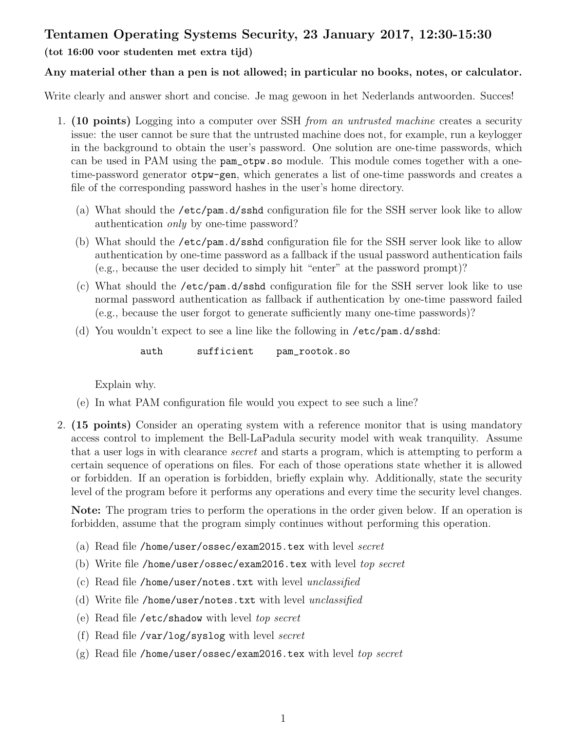# Tentamen Operating Systems Security, 23 January 2017, 12:30-15:30

**(tot 16:00 voor studenten met extra tijd)**

**Any material other than a pen is not allowed; in particular no books, notes, or calculator.**

Write clearly and answer short and concise. Je mag gewoon in het Nederlands antwoorden. Succes!

1. **(10 points)** Logging into a computer over SSH *from an untrusted machine* creates a security issue: the user cannot be sure that the untrusted machine does not, for example, run a keylogger in the background to obtain the user's password. One solution are one-time passwords, which can be used in PAM using the `pam_otpw.so` module. This module comes together with a one-time-password generator `otpw-gen`, which generates a list of one-time passwords and creates a file of the corresponding password hashes in the user's home directory.

   (a) What should the `/etc/pam.d/sshd` configuration file for the SSH server look like to allow authentication *only* by one-time password?

   (b) What should the `/etc/pam.d/sshd` configuration file for the SSH server look like to allow authentication by one-time password as a fallback if the usual password authentication fails (e.g., because the user decided to simply hit "enter" at the password prompt)?

   (c) What should the `/etc/pam.d/sshd` configuration file for the SSH server look like to use normal password authentication as fallback if authentication by one-time password failed (e.g., because the user forgot to generate sufficiently many one-time passwords)?

   (d) You wouldn't expect to see a line like the following in `/etc/pam.d/sshd`:

   ```
   auth      sufficient    pam_rootok.so
   ```

   Explain why.

   (e) In what PAM configuration file would you expect to see such a line?

2. **(15 points)** Consider an operating system with a reference monitor that is using mandatory access control to implement the Bell-LaPadula security model with weak tranquility. Assume that a user logs in with clearance *secret* and starts a program, which is attempting to perform a certain sequence of operations on files. For each of those operations state whether it is allowed or forbidden. If an operation is forbidden, briefly explain why. Additionally, state the security level of the program before it performs any operations and every time the security level changes.

   **Note:** The program tries to perform the operations in the order given below. If an operation is forbidden, assume that the program simply continues without performing this operation.

   (a) Read file `/home/user/ossec/exam2015.tex` with level *secret*

   (b) Write file `/home/user/ossec/exam2016.tex` with level *top secret*

   (c) Read file `/home/user/notes.txt` with level *unclassified*

   (d) Write file `/home/user/notes.txt` with level *unclassified*

   (e) Read file `/etc/shadow` with level *top secret*

   (f) Read file `/var/log/syslog` with level *secret*

   (g) Read file `/home/user/ossec/exam2016.tex` with level *top secret*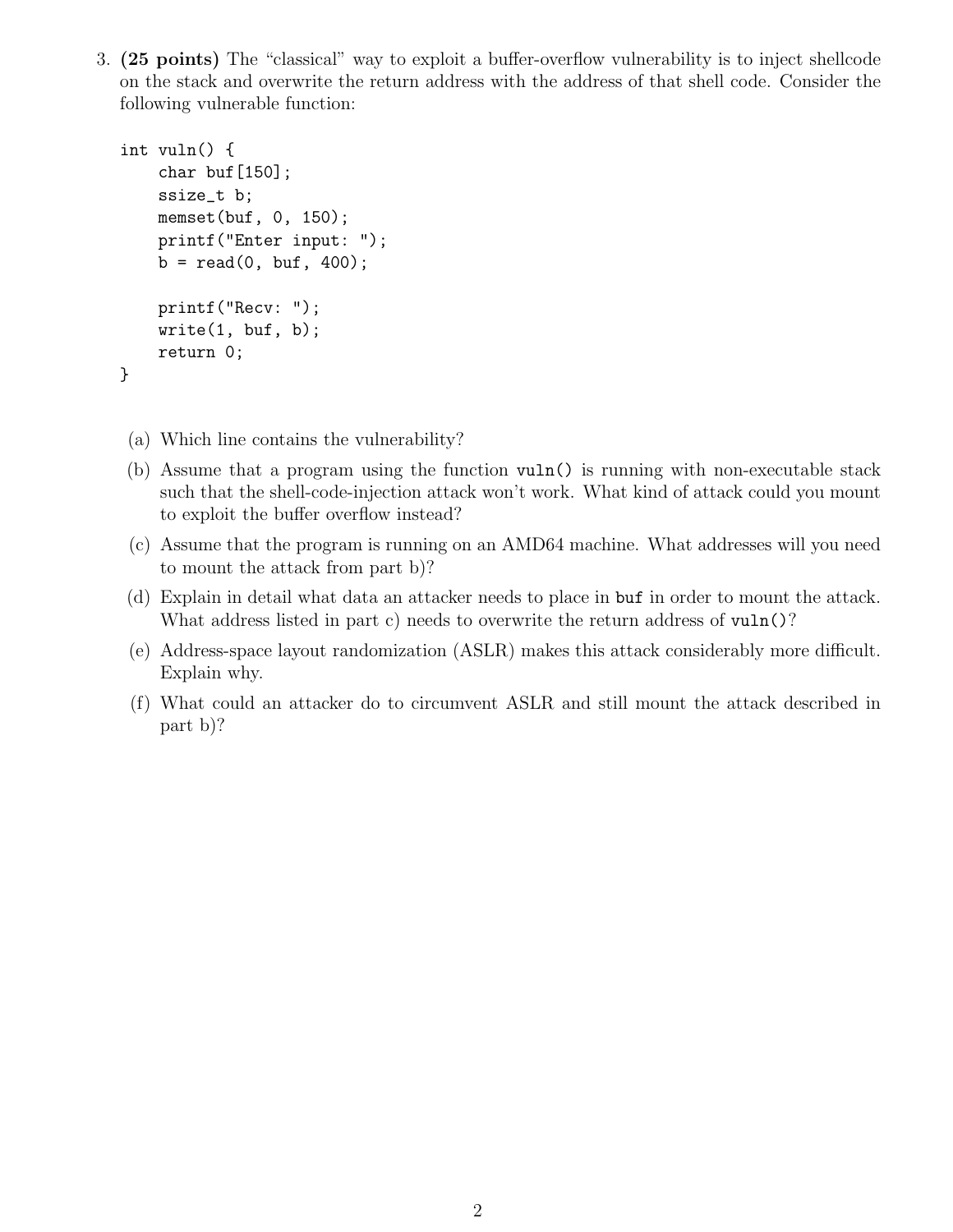3. **(25 points)** The "classical" way to exploit a buffer-overflow vulnerability is to inject shellcode on the stack and overwrite the return address with the address of that shell code. Consider the following vulnerable function:

```
int vuln() {
    char buf[150];
    ssize_t b;
    memset(buf, 0, 150);
    printf("Enter input: ");
    b = read(0, buf, 400);

    printf("Recv: ");
    write(1, buf, b);
    return 0;
}
```

(a) Which line contains the vulnerability?

(b) Assume that a program using the function `vuln()` is running with non-executable stack such that the shell-code-injection attack won't work. What kind of attack could you mount to exploit the buffer overflow instead?

(c) Assume that the program is running on an AMD64 machine. What addresses will you need to mount the attack from part b)?

(d) Explain in detail what data an attacker needs to place in `buf` in order to mount the attack. What address listed in part c) needs to overwrite the return address of `vuln()`?

(e) Address-space layout randomization (ASLR) makes this attack considerably more difficult. Explain why.

(f) What could an attacker do to circumvent ASLR and still mount the attack described in part b)?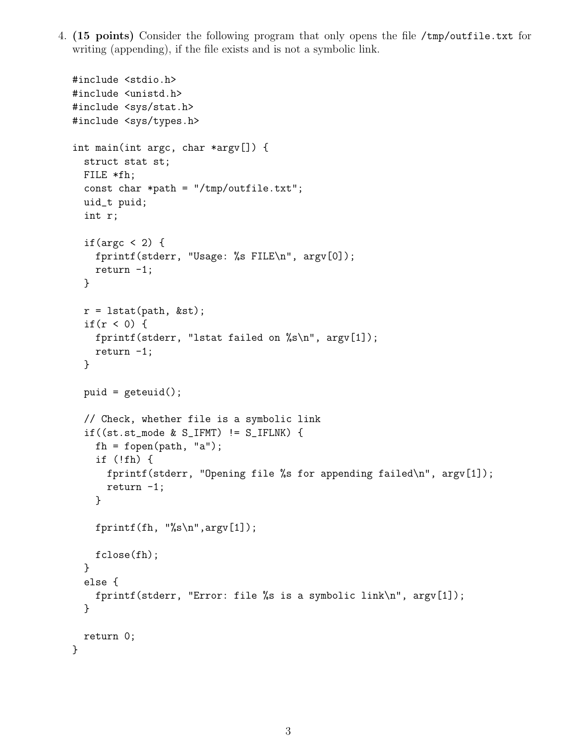4. **(15 points)** Consider the following program that only opens the file /tmp/outfile.txt for writing (appending), if the file exists and is not a symbolic link.

```
#include <stdio.h>
#include <unistd.h>
#include <sys/stat.h>
#include <sys/types.h>

int main(int argc, char *argv[]) {
  struct stat st;
  FILE *fh;
  const char *path = "/tmp/outfile.txt";
  uid_t puid;
  int r;

  if(argc < 2) {
    fprintf(stderr, "Usage: %s FILE\n", argv[0]);
    return -1;
  }

  r = lstat(path, &st);
  if(r < 0) {
    fprintf(stderr, "lstat failed on %s\n", argv[1]);
    return -1;
  }

  puid = geteuid();

  // Check, whether file is a symbolic link
  if((st.st_mode & S_IFMT) != S_IFLNK) {
    fh = fopen(path, "a");
    if (!fh) {
      fprintf(stderr, "Opening file %s for appending failed\n", argv[1]);
      return -1;
    }

    fprintf(fh, "%s\n",argv[1]);

    fclose(fh);
  }
  else {
    fprintf(stderr, "Error: file %s is a symbolic link\n", argv[1]);
  }

  return 0;
}
```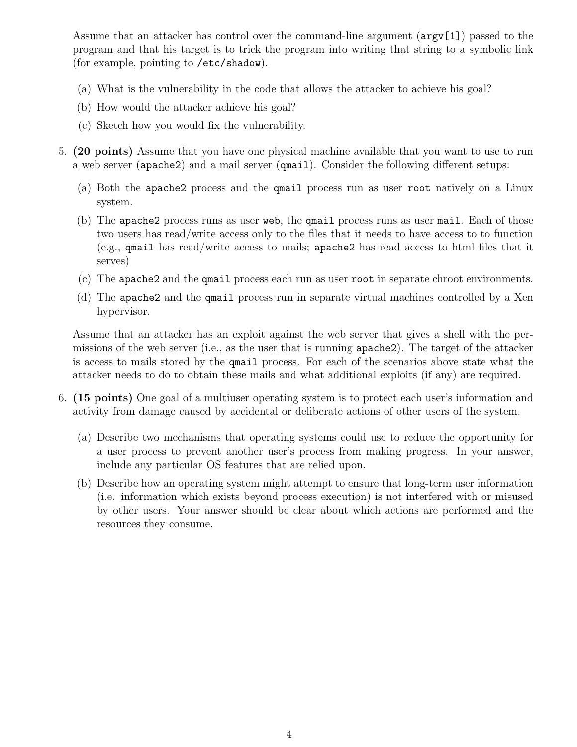Assume that an attacker has control over the command-line argument (`argv[1]`) passed to the program and that his target is to trick the program into writing that string to a symbolic link (for example, pointing to `/etc/shadow`).

(a) What is the vulnerability in the code that allows the attacker to achieve his goal?

(b) How would the attacker achieve his goal?

(c) Sketch how you would fix the vulnerability.

5. **(20 points)** Assume that you have one physical machine available that you want to use to run a web server (`apache2`) and a mail server (`qmail`). Consider the following different setups:

   (a) Both the `apache2` process and the `qmail` process run as user `root` natively on a Linux system.

   (b) The `apache2` process runs as user `web`, the `qmail` process runs as user `mail`. Each of those two users has read/write access only to the files that it needs to have access to to function (e.g., `qmail` has read/write access to mails; `apache2` has read access to html files that it serves)

   (c) The `apache2` and the `qmail` process each run as user `root` in separate chroot environments.

   (d) The `apache2` and the `qmail` process run in separate virtual machines controlled by a Xen hypervisor.

   Assume that an attacker has an exploit against the web server that gives a shell with the permissions of the web server (i.e., as the user that is running `apache2`). The target of the attacker is access to mails stored by the `qmail` process. For each of the scenarios above state what the attacker needs to do to obtain these mails and what additional exploits (if any) are required.

6. **(15 points)** One goal of a multiuser operating system is to protect each user's information and activity from damage caused by accidental or deliberate actions of other users of the system.

   (a) Describe two mechanisms that operating systems could use to reduce the opportunity for a user process to prevent another user's process from making progress. In your answer, include any particular OS features that are relied upon.

   (b) Describe how an operating system might attempt to ensure that long-term user information (i.e. information which exists beyond process execution) is not interfered with or misused by other users. Your answer should be clear about which actions are performed and the resources they consume.